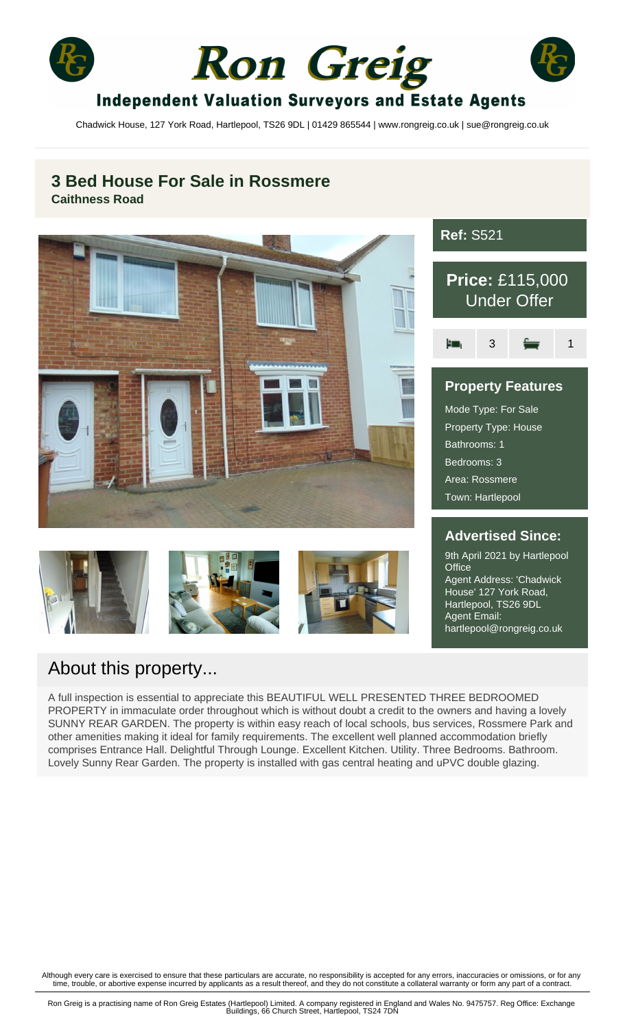# Ron Greig

## Independent Valuation Surveyors and Estate Agents

Chadwick House, 127 York Road, Hartlepool, TS26 9DL | 01429 865544 | www.rongreig.co.uk | sue@rongreig.co.uk

## 3 Bed House For Sale in Rossmere

**Caithness Road**

**Ref:** S521

**Price:** £115,000
Under Offer

3 | 1

### Property Features

Mode Type: For Sale
Property Type: House
Bathrooms: 1
Bedrooms: 3
Area: Rossmere
Town: Hartlepool

### Advertised Since:

9th April 2021 by Hartlepool Office
Agent Address: 'Chadwick House' 127 York Road, Hartlepool, TS26 9DL
Agent Email: hartlepool@rongreig.co.uk

## About this property...

A full inspection is essential to appreciate this BEAUTIFUL WELL PRESENTED THREE BEDROOMED PROPERTY in immaculate order throughout which is without doubt a credit to the owners and having a lovely SUNNY REAR GARDEN. The property is within easy reach of local schools, bus services, Rossmere Park and other amenities making it ideal for family requirements. The excellent well planned accommodation briefly comprises Entrance Hall. Delightful Through Lounge. Excellent Kitchen. Utility. Three Bedrooms. Bathroom. Lovely Sunny Rear Garden. The property is installed with gas central heating and uPVC double glazing.

Although every care is exercised to ensure that these particulars are accurate, no responsibility is accepted for any errors, inaccuracies or omissions, or for any time, trouble, or abortive expense incurred by applicants as a result thereof, and they do not constitute a collateral warranty or form any part of a contract.

Ron Greig is a practising name of Ron Greig Estates (Hartlepool) Limited. A company registered in England and Wales No. 9475757. Reg Office: Exchange Buildings, 66 Church Street, Hartlepool, TS24 7DN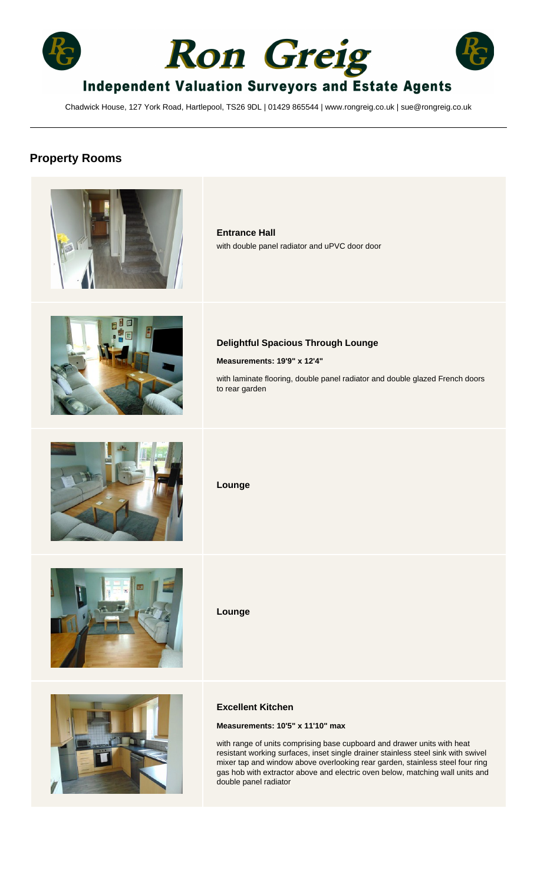# Ron Greig

## Independent Valuation Surveyors and Estate Agents

Chadwick House, 127 York Road, Hartlepool, TS26 9DL | 01429 865544 | www.rongreig.co.uk | sue@rongreig.co.uk

## Property Rooms

**Entrance Hall**

with double panel radiator and uPVC door door

**Delightful Spacious Through Lounge**

**Measurements: 19'9" x 12'4"**

with laminate flooring, double panel radiator and double glazed French doors to rear garden

**Lounge**

**Lounge**

**Excellent Kitchen**

**Measurements: 10'5" x 11'10" max**

with range of units comprising base cupboard and drawer units with heat resistant working surfaces, inset single drainer stainless steel sink with swivel mixer tap and window above overlooking rear garden, stainless steel four ring gas hob with extractor above and electric oven below, matching wall units and double panel radiator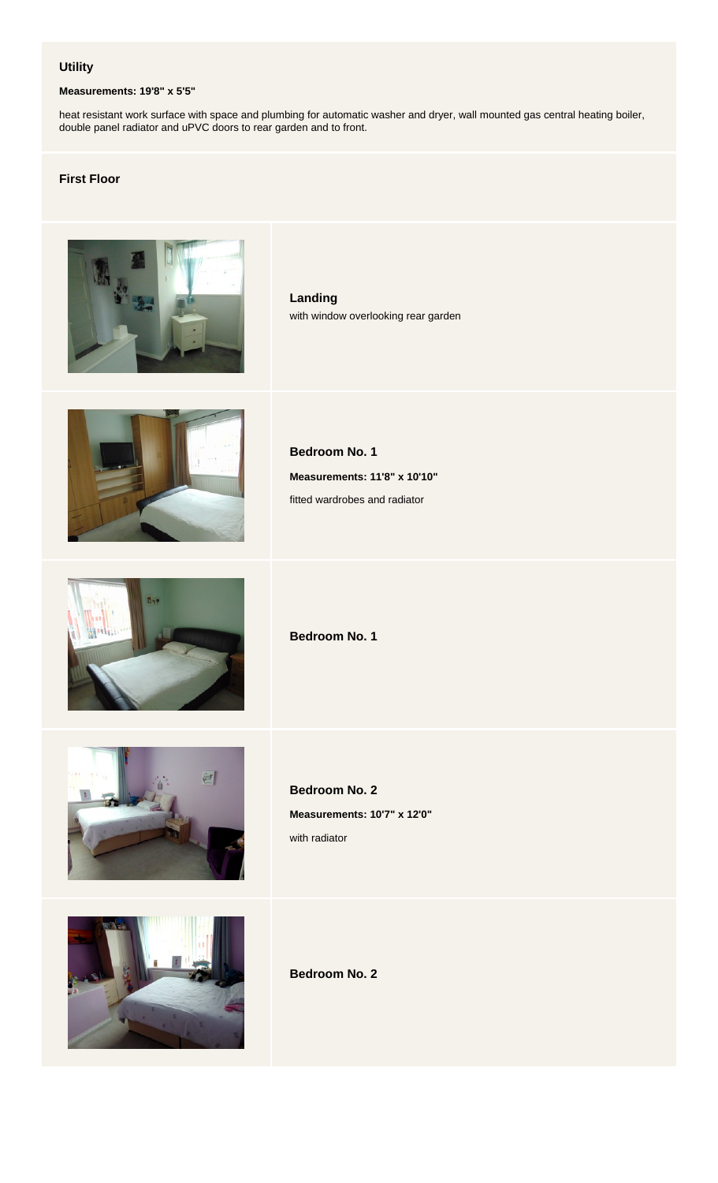### Utility

**Measurements: 19'8" x 5'5"**

heat resistant work surface with space and plumbing for automatic washer and dryer, wall mounted gas central heating boiler, double panel radiator and uPVC doors to rear garden and to front.

### First Floor

**Landing**

with window overlooking rear garden

**Bedroom No. 1**

**Measurements: 11'8" x 10'10"**

fitted wardrobes and radiator

**Bedroom No. 1**

**Bedroom No. 2**

**Measurements: 10'7" x 12'0"**

with radiator

**Bedroom No. 2**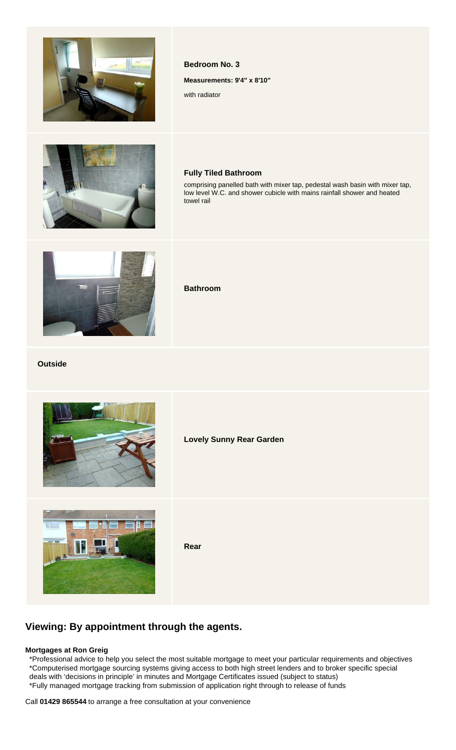**Bedroom No. 3**

**Measurements: 9'4" x 8'10"**

with radiator

**Fully Tiled Bathroom**

comprising panelled bath with mixer tap, pedestal wash basin with mixer tap, low level W.C. and shower cubicle with mains rainfall shower and heated towel rail

**Bathroom**

**Outside**

**Lovely Sunny Rear Garden**

**Rear**

## Viewing: By appointment through the agents.

**Mortgages at Ron Greig**

*Professional advice to help you select the most suitable mortgage to meet your particular requirements and objectives
*Computerised mortgage sourcing systems giving access to both high street lenders and to broker specific special deals with 'decisions in principle' in minutes and Mortgage Certificates issued (subject to status)
*Fully managed mortgage tracking from submission of application right through to release of funds

Call **01429 865544** to arrange a free consultation at your convenience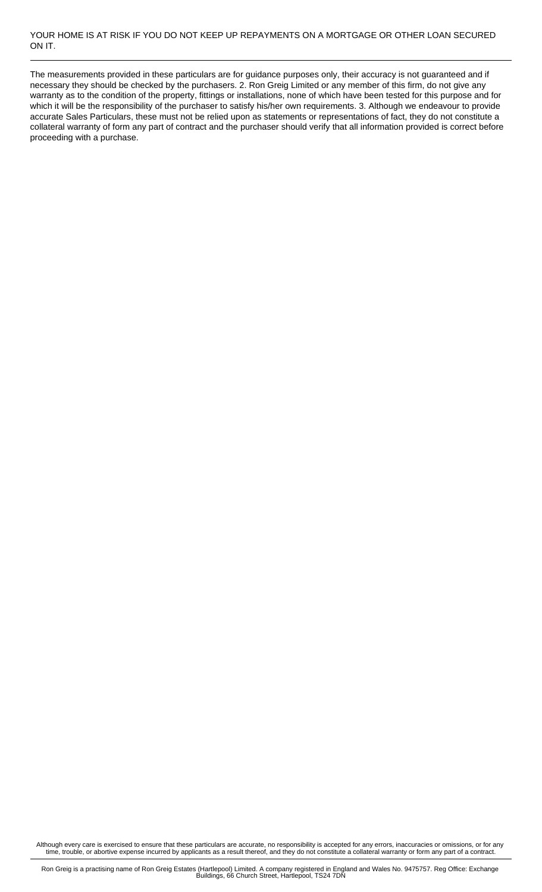YOUR HOME IS AT RISK IF YOU DO NOT KEEP UP REPAYMENTS ON A MORTGAGE OR OTHER LOAN SECURED ON IT.

---

The measurements provided in these particulars are for guidance purposes only, their accuracy is not guaranteed and if necessary they should be checked by the purchasers. 2. Ron Greig Limited or any member of this firm, do not give any warranty as to the condition of the property, fittings or installations, none of which have been tested for this purpose and for which it will be the responsibility of the purchaser to satisfy his/her own requirements. 3. Although we endeavour to provide accurate Sales Particulars, these must not be relied upon as statements or representations of fact, they do not constitute a collateral warranty of form any part of contract and the purchaser should verify that all information provided is correct before proceeding with a purchase.

Although every care is exercised to ensure that these particulars are accurate, no responsibility is accepted for any errors, inaccuracies or omissions, or for any time, trouble, or abortive expense incurred by applicants as a result thereof, and they do not constitute a collateral warranty or form any part of a contract.

---

Ron Greig is a practising name of Ron Greig Estates (Hartlepool) Limited. A company registered in England and Wales No. 9475757. Reg Office: Exchange Buildings, 66 Church Street, Hartlepool, TS24 7DN